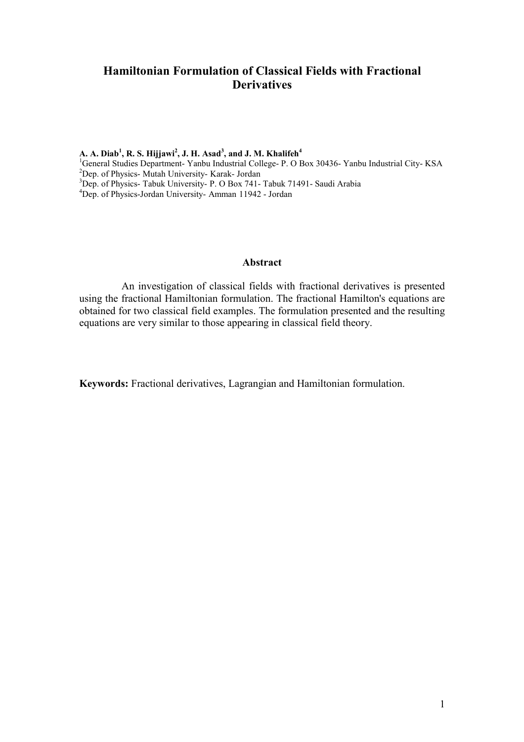# Hamiltonian Formulation of Classical Fields with Fractional Derivatives

**A. A. Diab[1], R. S. Hijjawi[2], J. H. Asad[3], and J. M. Khalifeh[4]**

[1]General Studies Department- Yanbu Industrial College- P. O Box 30436- Yanbu Industrial City- KSA
[2]Dep. of Physics- Mutah University- Karak- Jordan
[3]Dep. of Physics- Tabuk University- P. O Box 741- Tabuk 71491- Saudi Arabia
[4]Dep. of Physics-Jordan University- Amman 11942 - Jordan

## Abstract

An investigation of classical fields with fractional derivatives is presented using the fractional Hamiltonian formulation. The fractional Hamilton's equations are obtained for two classical field examples. The formulation presented and the resulting equations are very similar to those appearing in classical field theory.

**Keywords:** Fractional derivatives, Lagrangian and Hamiltonian formulation.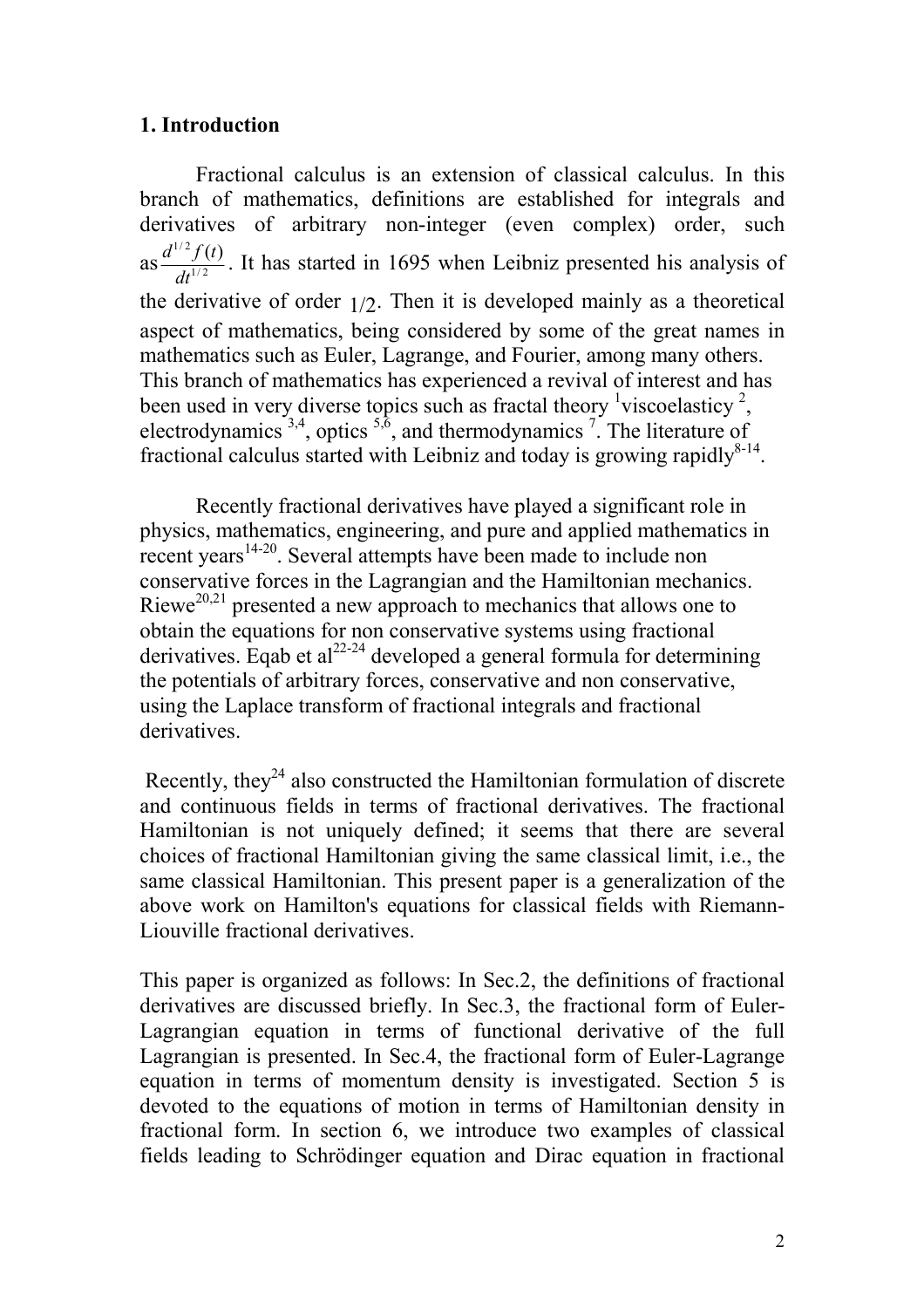## 1. Introduction

Fractional calculus is an extension of classical calculus. In this branch of mathematics, definitions are established for integrals and derivatives of arbitrary non-integer (even complex) order, such as $\frac{d^{1/2} f(t)}{dt^{1/2}}$. It has started in 1695 when Leibniz presented his analysis of the derivative of order $1/2$. Then it is developed mainly as a theoretical aspect of mathematics, being considered by some of the great names in mathematics such as Euler, Lagrange, and Fourier, among many others. This branch of mathematics has experienced a revival of interest and has been used in very diverse topics such as fractal theory [1]viscoelasticy [2], electrodynamics [3,4], optics [5,6], and thermodynamics [7]. The literature of fractional calculus started with Leibniz and today is growing rapidly[8-14].

Recently fractional derivatives have played a significant role in physics, mathematics, engineering, and pure and applied mathematics in recent years[14-20]. Several attempts have been made to include non conservative forces in the Lagrangian and the Hamiltonian mechanics. Riewe[20,21] presented a new approach to mechanics that allows one to obtain the equations for non conservative systems using fractional derivatives. Eqab et al[22-24] developed a general formula for determining the potentials of arbitrary forces, conservative and non conservative, using the Laplace transform of fractional integrals and fractional derivatives.

Recently, they[24] also constructed the Hamiltonian formulation of discrete and continuous fields in terms of fractional derivatives. The fractional Hamiltonian is not uniquely defined; it seems that there are several choices of fractional Hamiltonian giving the same classical limit, i.e., the same classical Hamiltonian. This present paper is a generalization of the above work on Hamilton's equations for classical fields with Riemann-Liouville fractional derivatives.

This paper is organized as follows: In Sec.2, the definitions of fractional derivatives are discussed briefly. In Sec.3, the fractional form of Euler-Lagrangian equation in terms of functional derivative of the full Lagrangian is presented. In Sec.4, the fractional form of Euler-Lagrange equation in terms of momentum density is investigated. Section 5 is devoted to the equations of motion in terms of Hamiltonian density in fractional form. In section 6, we introduce two examples of classical fields leading to Schrödinger equation and Dirac equation in fractional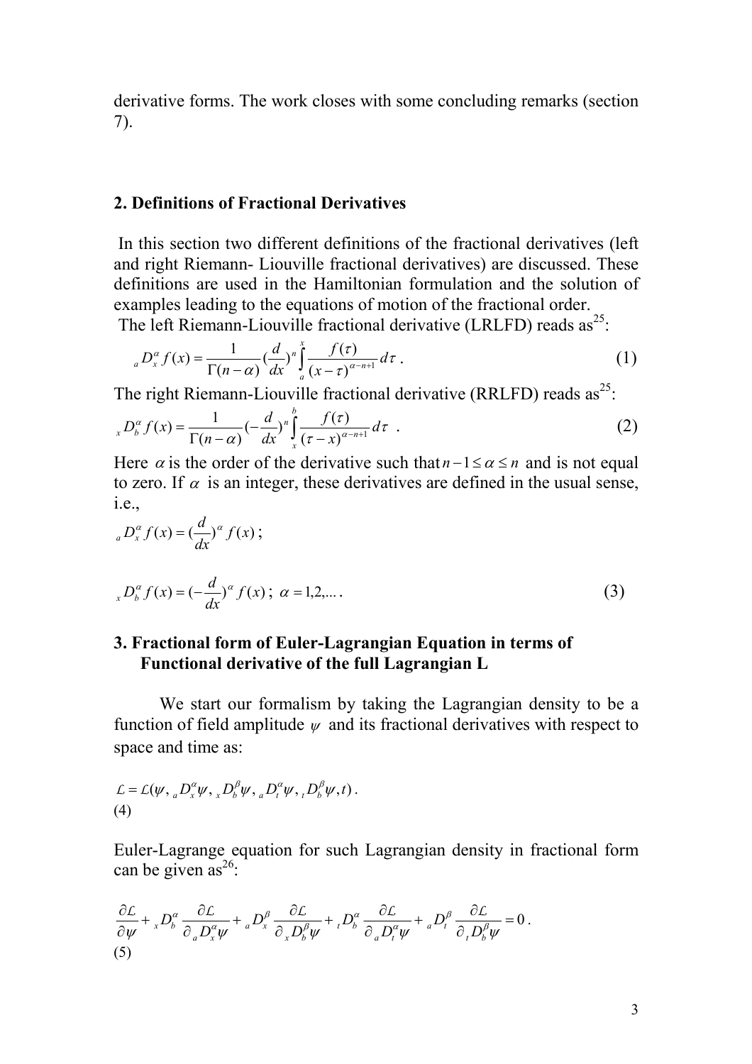derivative forms. The work closes with some concluding remarks (section 7).

## 2. Definitions of Fractional Derivatives

In this section two different definitions of the fractional derivatives (left and right Riemann- Liouville fractional derivatives) are discussed. These definitions are used in the Hamiltonian formulation and the solution of examples leading to the equations of motion of the fractional order.

The left Riemann-Liouville fractional derivative (LRLFD) reads as[25]:

$$ {}_aD_x^\alpha f(x) = \frac{1}{\Gamma(n-\alpha)}\left(\frac{d}{dx}\right)^n \int_a^x \frac{f(\tau)}{(x-\tau)^{\alpha-n+1}}\, d\tau \,. \tag{1}$$

The right Riemann-Liouville fractional derivative (RRLFD) reads as[25]:

$$ {}_xD_b^\alpha f(x) = \frac{1}{\Gamma(n-\alpha)}\left(-\frac{d}{dx}\right)^n \int_x^b \frac{f(\tau)}{(\tau-x)^{\alpha-n+1}}\, d\tau \,. \tag{2}$$

Here $\alpha$ is the order of the derivative such that $n-1 \le \alpha \le n$ and is not equal to zero. If $\alpha$ is an integer, these derivatives are defined in the usual sense, i.e.,

$$ {}_aD_x^\alpha f(x) = \left(\frac{d}{dx}\right)^\alpha f(x)\,; $$

$$ {}_xD_b^\alpha f(x) = \left(-\frac{d}{dx}\right)^\alpha f(x)\,;\ \alpha = 1,2,\ldots . \tag{3}$$

## 3. Fractional form of Euler-Lagrangian Equation in terms of Functional derivative of the full Lagrangian L

We start our formalism by taking the Lagrangian density to be a function of field amplitude $\psi$ and its fractional derivatives with respect to space and time as:

$$ \mathcal{L} = \mathcal{L}(\psi, {}_aD_x^\alpha\psi, {}_xD_b^\beta\psi, {}_aD_t^\alpha\psi, {}_tD_b^\beta\psi, t)\,. \tag{4}$$

Euler-Lagrange equation for such Lagrangian density in fractional form can be given as[26]:

$$ \frac{\partial\mathcal{L}}{\partial\psi} + {}_xD_b^\alpha \frac{\partial\mathcal{L}}{\partial_a D_x^\alpha\psi} + {}_aD_x^\beta \frac{\partial\mathcal{L}}{\partial_x D_b^\beta\psi} + {}_tD_b^\alpha \frac{\partial\mathcal{L}}{\partial_a D_t^\alpha\psi} + {}_aD_t^\beta \frac{\partial\mathcal{L}}{\partial_t D_b^\beta\psi} = 0\,. \tag{5}$$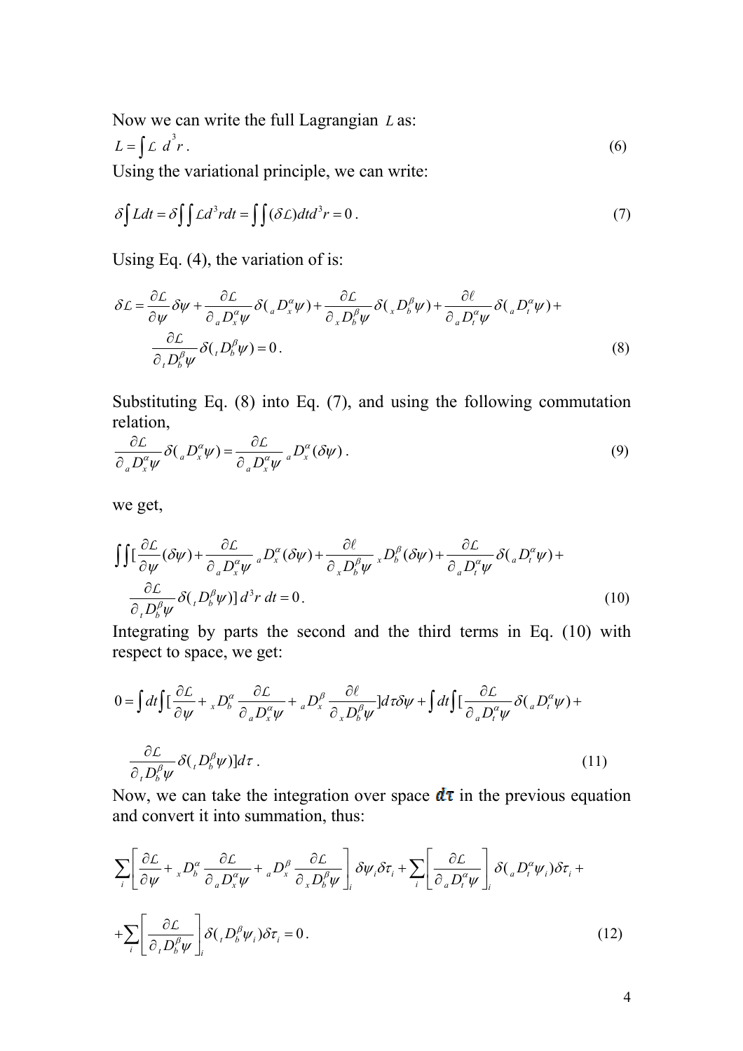Now we can write the full Lagrangian $L$ as:

$$L = \int \mathcal{L}\ d^3 r\,. \tag{6}$$

Using the variational principle, we can write:

$$\delta \int L dt = \delta \int \int \mathcal{L} d^3 r dt = \int \int (\delta \mathcal{L}) dt d^3 r = 0\,. \tag{7}$$

Using Eq. (4), the variation of is:

$$\delta \mathcal{L} = \frac{\partial \mathcal{L}}{\partial \psi} \delta \psi + \frac{\partial \mathcal{L}}{\partial\, {}_a D_x^\alpha \psi} \delta ({}_a D_x^\alpha \psi) + \frac{\partial \mathcal{L}}{\partial\, {}_x D_b^\beta \psi} \delta ({}_x D_b^\beta \psi) + \frac{\partial \ell}{\partial\, {}_a D_t^\alpha \psi} \delta ({}_a D_t^\alpha \psi) +$$
$$\frac{\partial \mathcal{L}}{\partial\, {}_t D_b^\beta \psi} \delta ({}_t D_b^\beta \psi) = 0\,. \tag{8}$$

Substituting Eq. (8) into Eq. (7), and using the following commutation relation,

$$\frac{\partial \mathcal{L}}{\partial\, {}_a D_x^\alpha \psi} \delta ({}_a D_x^\alpha \psi) = \frac{\partial \mathcal{L}}{\partial\, {}_a D_x^\alpha \psi}\, {}_a D_x^\alpha (\delta \psi)\,. \tag{9}$$

we get,

$$\int \int [\frac{\partial \mathcal{L}}{\partial \psi} (\delta \psi) + \frac{\partial \mathcal{L}}{\partial\, {}_a D_x^\alpha \psi}\, {}_a D_x^\alpha (\delta \psi) + \frac{\partial \ell}{\partial\, {}_x D_b^\beta \psi}\, {}_x D_b^\beta (\delta \psi) + \frac{\partial \mathcal{L}}{\partial\, {}_a D_t^\alpha \psi} \delta ({}_a D_t^\alpha \psi) +$$
$$\frac{\partial \mathcal{L}}{\partial\, {}_t D_b^\beta \psi} \delta ({}_t D_b^\beta \psi)]\, d^3 r\ dt = 0\,. \tag{10}$$

Integrating by parts the second and the third terms in Eq. (10) with respect to space, we get:

$$0 = \int dt \int [\frac{\partial \mathcal{L}}{\partial \psi} + {}_x D_b^\alpha \frac{\partial \mathcal{L}}{\partial\, {}_a D_x^\alpha \psi} + {}_a D_x^\beta \frac{\partial \ell}{\partial\, {}_x D_b^\beta \psi}] d\tau \delta \psi + \int dt \int [\frac{\partial \mathcal{L}}{\partial\, {}_a D_t^\alpha \psi} \delta ({}_a D_t^\alpha \psi) +$$
$$\frac{\partial \mathcal{L}}{\partial\, {}_t D_b^\beta \psi} \delta ({}_t D_b^\beta \psi)] d\tau\,. \tag{11}$$

Now, we can take the integration over space $d\tau$ in the previous equation and convert it into summation, thus:

$$\sum_i \left[ \frac{\partial \mathcal{L}}{\partial \psi} + {}_x D_b^\alpha \frac{\partial \mathcal{L}}{\partial\, {}_a D_x^\alpha \psi} + {}_a D_x^\beta \frac{\partial \mathcal{L}}{\partial\, {}_x D_b^\beta \psi} \right]_i \delta \psi_i \delta \tau_i + \sum_i \left[ \frac{\partial \mathcal{L}}{\partial\, {}_a D_t^\alpha \psi} \right]_i \delta ({}_a D_t^\alpha \psi_i) \delta \tau_i +$$
$$+ \sum_i \left[ \frac{\partial \mathcal{L}}{\partial\, {}_t D_b^\beta \psi} \right]_i \delta ({}_t D_b^\beta \psi_i) \delta \tau_i = 0\,. \tag{12}$$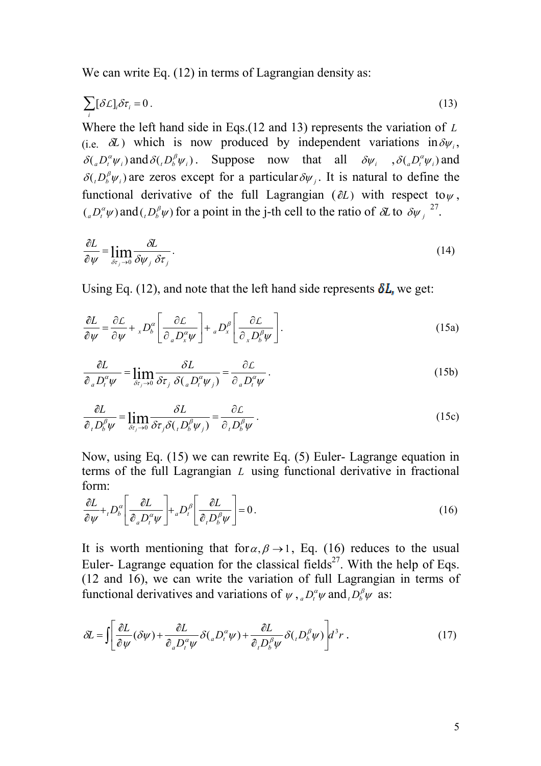We can write Eq. (12) in terms of Lagrangian density as:

$$\sum_i [\delta \mathcal{L}]_i \delta\tau_i = 0 . \tag{13}$$

Where the left hand side in Eqs.(12 and 13) represents the variation of $L$ (i.e. $\delta L$) which is now produced by independent variations in $\delta\psi_i$, $\delta({}_aD_t^\alpha \psi_i)$ and $\delta({}_tD_b^\beta \psi_i)$. Suppose now that all $\delta\psi_i$ , $\delta({}_aD_t^\alpha \psi_i)$ and $\delta({}_tD_b^\beta \psi_i)$ are zeros except for a particular $\delta\psi_j$. It is natural to define the functional derivative of the full Lagrangian ($\partial L$) with respect to $\psi$, $({}_aD_t^\alpha \psi)$ and $({}_tD_b^\beta \psi)$ for a point in the j-th cell to the ratio of $\delta L$ to $\delta\psi_j$ [27].

$$\frac{\partial L}{\partial \psi} = \lim_{\delta\tau_j \to 0} \frac{\delta L}{\delta\psi_j \, \delta\tau_j} . \tag{14}$$

Using Eq. (12), and note that the left hand side represents $\delta L$, we get:

$$\frac{\partial L}{\partial \psi} = \frac{\partial \mathcal{L}}{\partial \psi} + {}_xD_b^\alpha \left[ \frac{\partial \mathcal{L}}{\partial \, {}_aD_x^\alpha \psi} \right] + {}_aD_x^\beta \left[ \frac{\partial \mathcal{L}}{\partial \, {}_xD_b^\beta \psi} \right] . \tag{15a}$$

$$\frac{\partial L}{\partial \, {}_aD_t^\alpha \psi} = \lim_{\delta\tau_j \to 0} \frac{\delta L}{\delta\tau_j \; \delta({}_aD_t^\alpha \psi_j)} = \frac{\partial \mathcal{L}}{\partial \, {}_aD_t^\alpha \psi} . \tag{15b}$$

$$\frac{\partial L}{\partial \, {}_tD_b^\beta \psi} = \lim_{\delta\tau_j \to 0} \frac{\delta L}{\delta\tau_j \delta({}_tD_b^\beta \psi_j)} = \frac{\partial \mathcal{L}}{\partial \, {}_tD_b^\beta \psi} . \tag{15c}$$

Now, using Eq. (15) we can rewrite Eq. (5) Euler- Lagrange equation in terms of the full Lagrangian $L$ using functional derivative in fractional form:

$$\frac{\partial L}{\partial \psi} + {}_tD_b^\alpha \left[ \frac{\partial L}{\partial_a D_t^\alpha \psi} \right] + {}_aD_t^\beta \left[ \frac{\partial L}{\partial_t D_b^\beta \psi} \right] = 0 . \tag{16}$$

It is worth mentioning that for $\alpha, \beta \to 1$, Eq. (16) reduces to the usual Euler- Lagrange equation for the classical fields[27]. With the help of Eqs. (12 and 16), we can write the variation of full Lagrangian in terms of functional derivatives and variations of $\psi$ , ${}_aD_t^\alpha \psi$ and ${}_tD_b^\beta \psi$ as:

$$\delta L = \int \left[ \frac{\partial L}{\partial \psi}(\delta\psi) + \frac{\partial L}{\partial_a D_t^\alpha \psi} \delta({}_aD_t^\alpha \psi) + \frac{\partial L}{\partial_t D_b^\beta \psi} \delta({}_tD_b^\beta \psi) \right] d^3 r . \tag{17}$$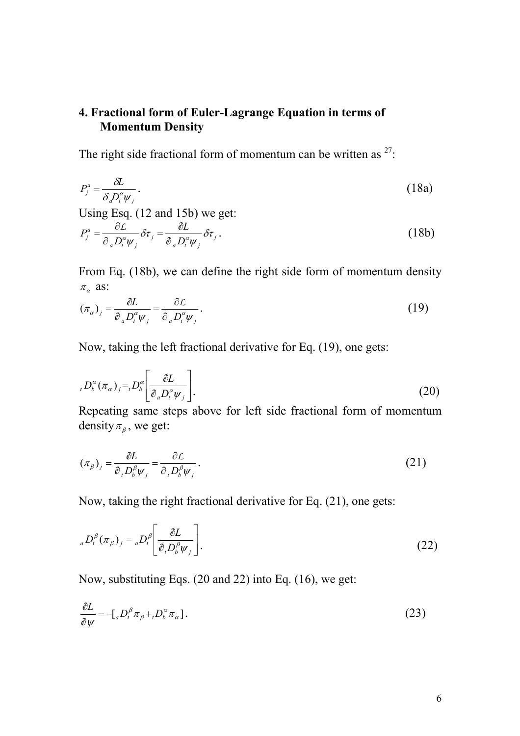## 4. Fractional form of Euler-Lagrange Equation in terms of Momentum Density

The right side fractional form of momentum can be written as [27]:

$$P_j^a = \frac{\delta L}{\delta_a D_t^\alpha \psi_j}. \tag{18a}$$

Using Esq. (12 and 15b) we get:

$$P_j^a = \frac{\partial \mathcal{L}}{\partial_a D_t^\alpha \psi_j} \delta \tau_j = \frac{\partial L}{\partial_a D_t^\alpha \psi_j} \delta \tau_j. \tag{18b}$$

From Eq. (18b), we can define the right side form of momentum density $\pi_\alpha$ as:

$$(\pi_\alpha)_j = \frac{\partial L}{\partial_a D_t^\alpha \psi_j} = \frac{\partial \mathcal{L}}{\partial_a D_t^\alpha \psi_j}. \tag{19}$$

Now, taking the left fractional derivative for Eq. (19), one gets:

$${}_t D_b^\alpha (\pi_\alpha)_j = {}_t D_b^\alpha \left[ \frac{\partial L}{\partial_a D_t^\alpha \psi_j} \right]. \tag{20}$$

Repeating same steps above for left side fractional form of momentum density $\pi_\beta$, we get:

$$(\pi_\beta)_j = \frac{\partial L}{\partial_t D_b^\beta \psi_j} = \frac{\partial \mathcal{L}}{\partial_t D_b^\beta \psi_j}. \tag{21}$$

Now, taking the right fractional derivative for Eq. (21), one gets:

$${}_a D_t^\beta (\pi_\beta)_j = {}_a D_t^\beta \left[ \frac{\partial L}{\partial_t D_b^\beta \psi_j} \right]. \tag{22}$$

Now, substituting Eqs. (20 and 22) into Eq. (16), we get:

$$\frac{\partial L}{\partial \psi} = -[{}_a D_t^\beta \pi_\beta + {}_t D_b^\alpha \pi_\alpha]. \tag{23}$$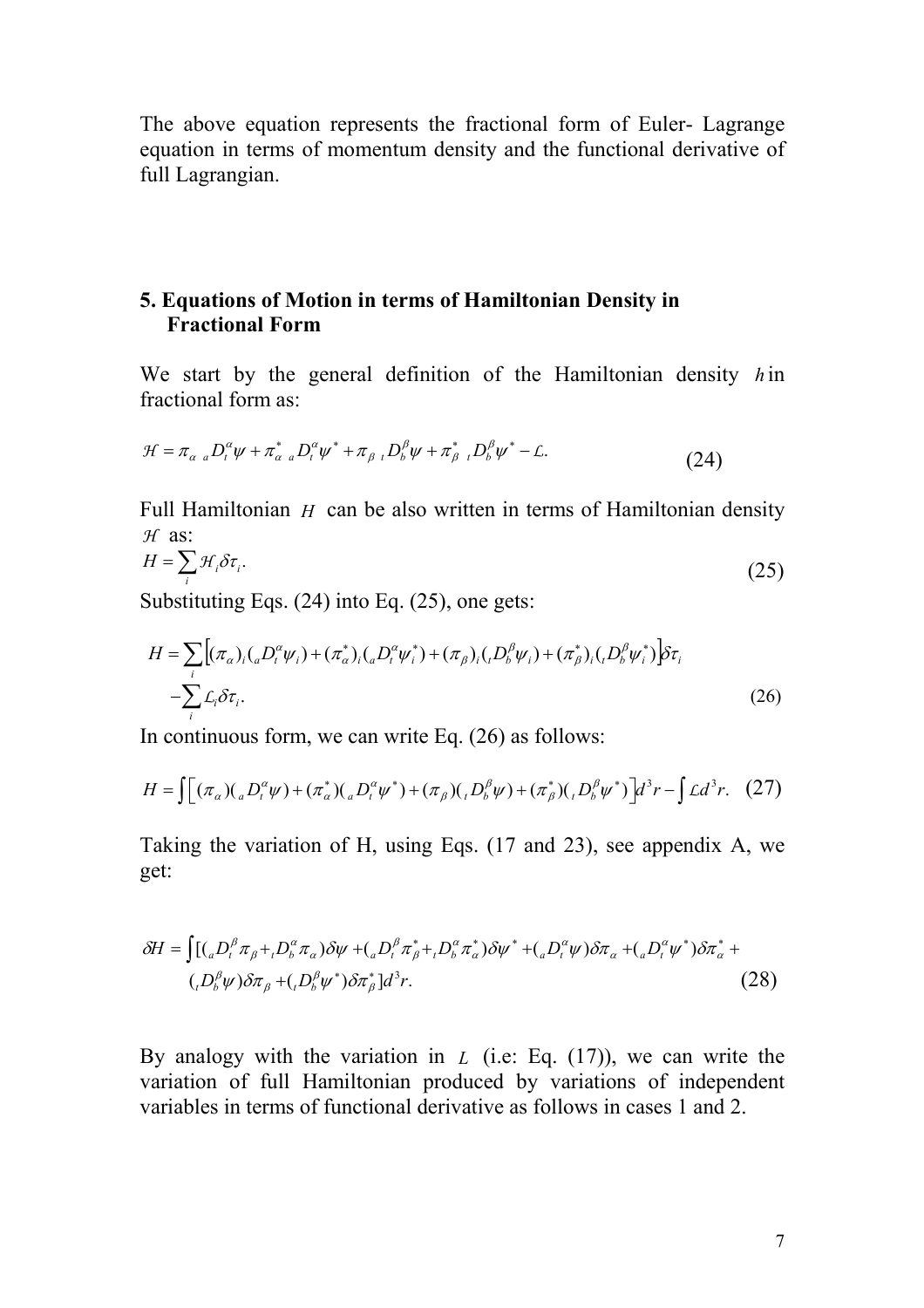The above equation represents the fractional form of Euler- Lagrange equation in terms of momentum density and the functional derivative of full Lagrangian.

## 5. Equations of Motion in terms of Hamiltonian Density in Fractional Form

We start by the general definition of the Hamiltonian density $h$ in fractional form as:

$$\mathcal{H} = \pi_\alpha \, {}_aD_t^\alpha \psi + \pi_\alpha^* \, {}_aD_t^\alpha \psi^* + \pi_\beta \, {}_tD_b^\beta \psi + \pi_\beta^* \, {}_tD_b^\beta \psi^* - \mathcal{L}. \tag{24}$$

Full Hamiltonian $H$ can be also written in terms of Hamiltonian density $\mathcal{H}$ as:

$$H = \sum_i \mathcal{H}_i \delta\tau_i. \tag{25}$$

Substituting Eqs. (24) into Eq. (25), one gets:

$$H = \sum_i \left[ (\pi_\alpha)_i ({}_aD_t^\alpha \psi_i) + (\pi_\alpha^*)_i ({}_aD_t^\alpha \psi_i^*) + (\pi_\beta)_i ({}_tD_b^\beta \psi_i) + (\pi_\beta^*)_i ({}_tD_b^\beta \psi_i^*) \right] \delta\tau_i$$
$$- \sum_i \mathcal{L}_i \delta\tau_i. \tag{26}$$

In continuous form, we can write Eq. (26) as follows:

$$H = \int \left[ (\pi_\alpha)({}_aD_t^\alpha \psi) + (\pi_\alpha^*)({}_aD_t^\alpha \psi^*) + (\pi_\beta)({}_tD_b^\beta \psi) + (\pi_\beta^*)({}_tD_b^\beta \psi^*) \right] d^3r - \int \mathcal{L} d^3r. \tag{27}$$

Taking the variation of H, using Eqs. (17 and 23), see appendix A, we get:

$$\delta H = \int [({}_aD_t^\beta \pi_\beta + {}_tD_b^\alpha \pi_\alpha)\delta\psi + ({}_aD_t^\beta \pi_\beta^* + {}_tD_b^\alpha \pi_\alpha^*)\delta\psi^* + ({}_aD_t^\alpha \psi)\delta\pi_\alpha + ({}_aD_t^\alpha \psi^*)\delta\pi_\alpha^* +$$
$$({}_tD_b^\beta \psi)\delta\pi_\beta + ({}_tD_b^\beta \psi^*)\delta\pi_\beta^*] d^3r. \tag{28}$$

By analogy with the variation in $L$ (i.e: Eq. (17)), we can write the variation of full Hamiltonian produced by variations of independent variables in terms of functional derivative as follows in cases 1 and 2.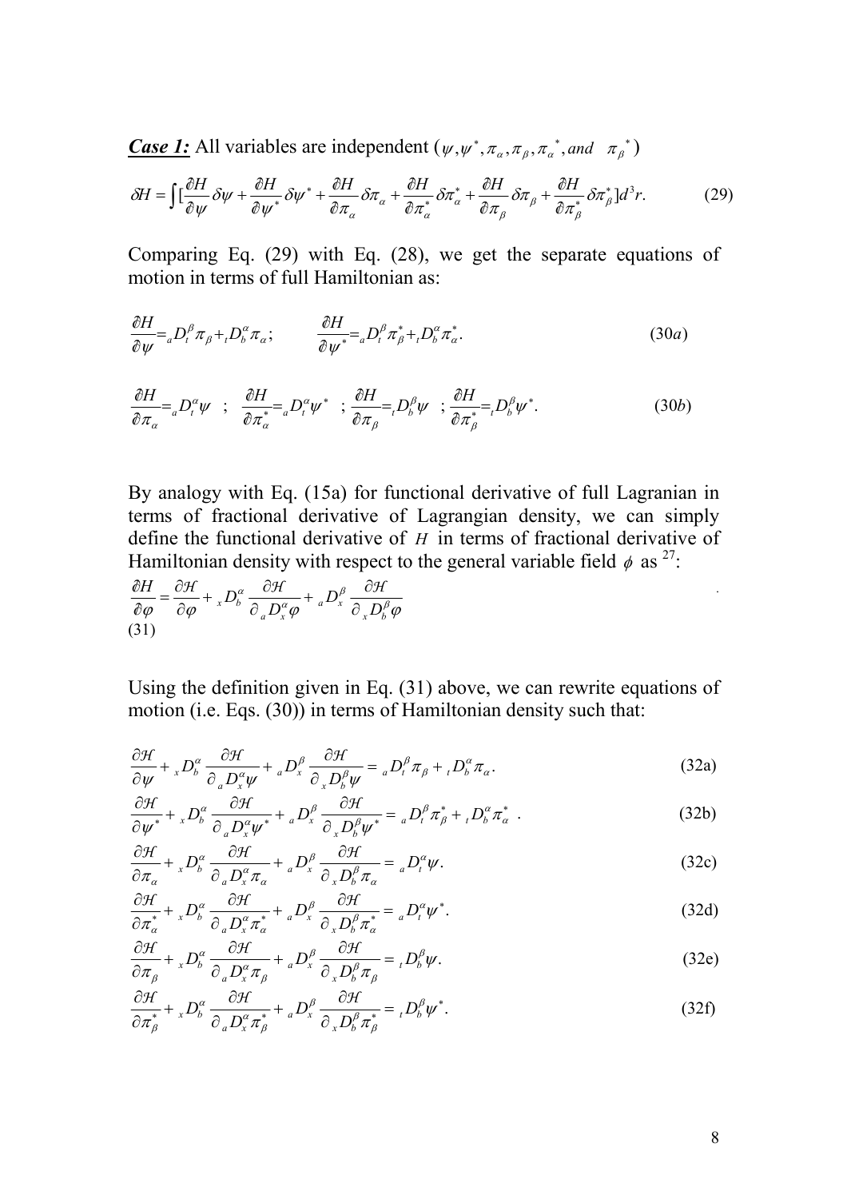***Case 1:*** All variables are independent ($\psi, \psi^*, \pi_\alpha, \pi_\beta, \pi_\alpha{}^*, and \;\; \pi_\beta{}^*$)

$$\delta H = \int [\frac{\partial H}{\partial \psi}\delta\psi + \frac{\partial H}{\partial \psi^*}\delta\psi^* + \frac{\partial H}{\partial \pi_\alpha}\delta\pi_\alpha + \frac{\partial H}{\partial \pi_\alpha^*}\delta\pi_\alpha^* + \frac{\partial H}{\partial \pi_\beta}\delta\pi_\beta + \frac{\partial H}{\partial \pi_\beta^*}\delta\pi_\beta^*]d^3r. \tag{29}$$

Comparing Eq. (29) with Eq. (28), we get the separate equations of motion in terms of full Hamiltonian as:

$$\frac{\partial H}{\partial \psi} = {}_aD_t^\beta \pi_\beta + {}_tD_b^\alpha \pi_\alpha; \qquad \frac{\partial H}{\partial \psi^*} = {}_aD_t^\beta \pi_\beta^* + {}_tD_b^\alpha \pi_\alpha^*. \tag{30a}$$

$$\frac{\partial H}{\partial \pi_\alpha} = {}_aD_t^\alpha \psi \;\; ; \;\; \frac{\partial H}{\partial \pi_\alpha^*} = {}_aD_t^\alpha \psi^* \;\; ; \frac{\partial H}{\partial \pi_\beta} = {}_tD_b^\beta \psi \;\; ; \frac{\partial H}{\partial \pi_\beta^*} = {}_tD_b^\beta \psi^*. \tag{30b}$$

By analogy with Eq. (15a) for functional derivative of full Lagranian in terms of fractional derivative of Lagrangian density, we can simply define the functional derivative of $H$ in terms of fractional derivative of Hamiltonian density with respect to the general variable field $\phi$ as [27]:

$$\frac{\partial H}{\partial \varphi} = \frac{\partial \mathcal{H}}{\partial \varphi} + {}_xD_b^\alpha \frac{\partial \mathcal{H}}{\partial\, {}_aD_x^\alpha \varphi} + {}_aD_x^\beta \frac{\partial \mathcal{H}}{\partial\, {}_xD_b^\beta \varphi} \tag{31}$$

Using the definition given in Eq. (31) above, we can rewrite equations of motion (i.e. Eqs. (30)) in terms of Hamiltonian density such that:

$$\frac{\partial \mathcal{H}}{\partial \psi} + {}_xD_b^\alpha \frac{\partial \mathcal{H}}{\partial\, {}_aD_x^\alpha \psi} + {}_aD_x^\beta \frac{\partial \mathcal{H}}{\partial\, {}_xD_b^\beta \psi} = {}_aD_t^\beta \pi_\beta + {}_tD_b^\alpha \pi_\alpha. \tag{32a}$$

$$\frac{\partial \mathcal{H}}{\partial \psi^*} + {}_xD_b^\alpha \frac{\partial \mathcal{H}}{\partial\, {}_aD_x^\alpha \psi^*} + {}_aD_x^\beta \frac{\partial \mathcal{H}}{\partial\, {}_xD_b^\beta \psi^*} = {}_aD_t^\beta \pi_\beta^* + {}_tD_b^\alpha \pi_\alpha^*. \tag{32b}$$

$$\frac{\partial \mathcal{H}}{\partial \pi_\alpha} + {}_xD_b^\alpha \frac{\partial \mathcal{H}}{\partial\, {}_aD_x^\alpha \pi_\alpha} + {}_aD_x^\beta \frac{\partial \mathcal{H}}{\partial\, {}_xD_b^\beta \pi_\alpha} = {}_aD_t^\alpha \psi. \tag{32c}$$

$$\frac{\partial \mathcal{H}}{\partial \pi_\alpha^*} + {}_xD_b^\alpha \frac{\partial \mathcal{H}}{\partial\, {}_aD_x^\alpha \pi_\alpha^*} + {}_aD_x^\beta \frac{\partial \mathcal{H}}{\partial\, {}_xD_b^\beta \pi_\alpha^*} = {}_aD_t^\alpha \psi^*. \tag{32d}$$

$$\frac{\partial \mathcal{H}}{\partial \pi_\beta} + {}_xD_b^\alpha \frac{\partial \mathcal{H}}{\partial\, {}_aD_x^\alpha \pi_\beta} + {}_aD_x^\beta \frac{\partial \mathcal{H}}{\partial\, {}_xD_b^\beta \pi_\beta} = {}_tD_b^\beta \psi. \tag{32e}$$

$$\frac{\partial \mathcal{H}}{\partial \pi_\beta^*} + {}_xD_b^\alpha \frac{\partial \mathcal{H}}{\partial\, {}_aD_x^\alpha \pi_\beta^*} + {}_aD_x^\beta \frac{\partial \mathcal{H}}{\partial\, {}_xD_b^\beta \pi_\beta^*} = {}_tD_b^\beta \psi^*. \tag{32f}$$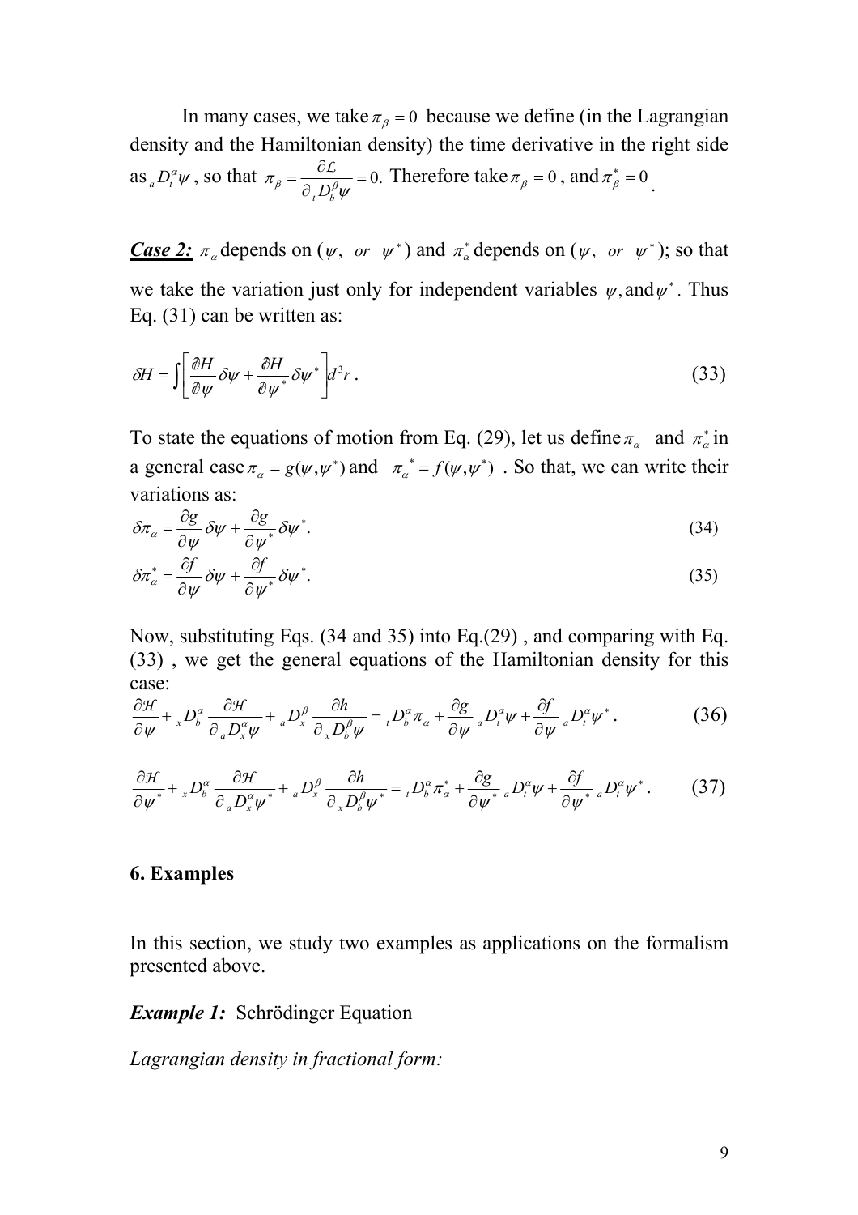In many cases, we take $\pi_\beta = 0$ because we define (in the Lagrangian density and the Hamiltonian density) the time derivative in the right side as ${}_aD_t^\alpha\psi$, so that $\pi_\beta = \frac{\partial \mathcal{L}}{\partial\, {}_tD_b^\beta\psi} = 0.$ Therefore take $\pi_\beta = 0$, and $\pi_\beta^* = 0$.

***Case 2:*** $\pi_\alpha$ depends on ($\psi$, *or* $\psi^*$) and $\pi_\alpha^*$ depends on ($\psi$, *or* $\psi^*$); so that we take the variation just only for independent variables $\psi$, and $\psi^*$. Thus Eq. (31) can be written as:

$$\delta H = \int \left[ \frac{\partial H}{\partial \psi}\delta\psi + \frac{\partial H}{\partial \psi^*}\delta\psi^* \right] d^3 r\,. \tag{33}$$

To state the equations of motion from Eq. (29), let us define $\pi_\alpha$ and $\pi_\alpha^*$ in a general case $\pi_\alpha = g(\psi,\psi^*)$ and $\pi_\alpha^* = f(\psi,\psi^*)$. So that, we can write their variations as:

$$\delta\pi_\alpha = \frac{\partial g}{\partial \psi}\delta\psi + \frac{\partial g}{\partial \psi^*}\delta\psi^*. \tag{34}$$

$$\delta\pi_\alpha^* = \frac{\partial f}{\partial \psi}\delta\psi + \frac{\partial f}{\partial \psi^*}\delta\psi^*. \tag{35}$$

Now, substituting Eqs. (34 and 35) into Eq.(29), and comparing with Eq. (33), we get the general equations of the Hamiltonian density for this case:

$$\frac{\partial \mathcal{H}}{\partial \psi} + {}_xD_b^\alpha \frac{\partial \mathcal{H}}{\partial\, {}_aD_x^\alpha\psi} + {}_aD_x^\beta \frac{\partial h}{\partial\, {}_xD_b^\beta\psi} = {}_tD_b^\alpha\pi_\alpha + \frac{\partial g}{\partial \psi}\, {}_aD_t^\alpha\psi + \frac{\partial f}{\partial \psi}\, {}_aD_t^\alpha\psi^*. \tag{36}$$

$$\frac{\partial \mathcal{H}}{\partial \psi^*} + {}_xD_b^\alpha \frac{\partial \mathcal{H}}{\partial\, {}_aD_x^\alpha\psi^*} + {}_aD_x^\beta \frac{\partial h}{\partial\, {}_xD_b^\beta\psi^*} = {}_tD_b^\alpha\pi_\alpha^* + \frac{\partial g}{\partial \psi^*}\, {}_aD_t^\alpha\psi + \frac{\partial f}{\partial \psi^*}\, {}_aD_t^\alpha\psi^*. \tag{37}$$

## 6. Examples

In this section, we study two examples as applications on the formalism presented above.

***Example 1:*** Schrödinger Equation

*Lagrangian density in fractional form:*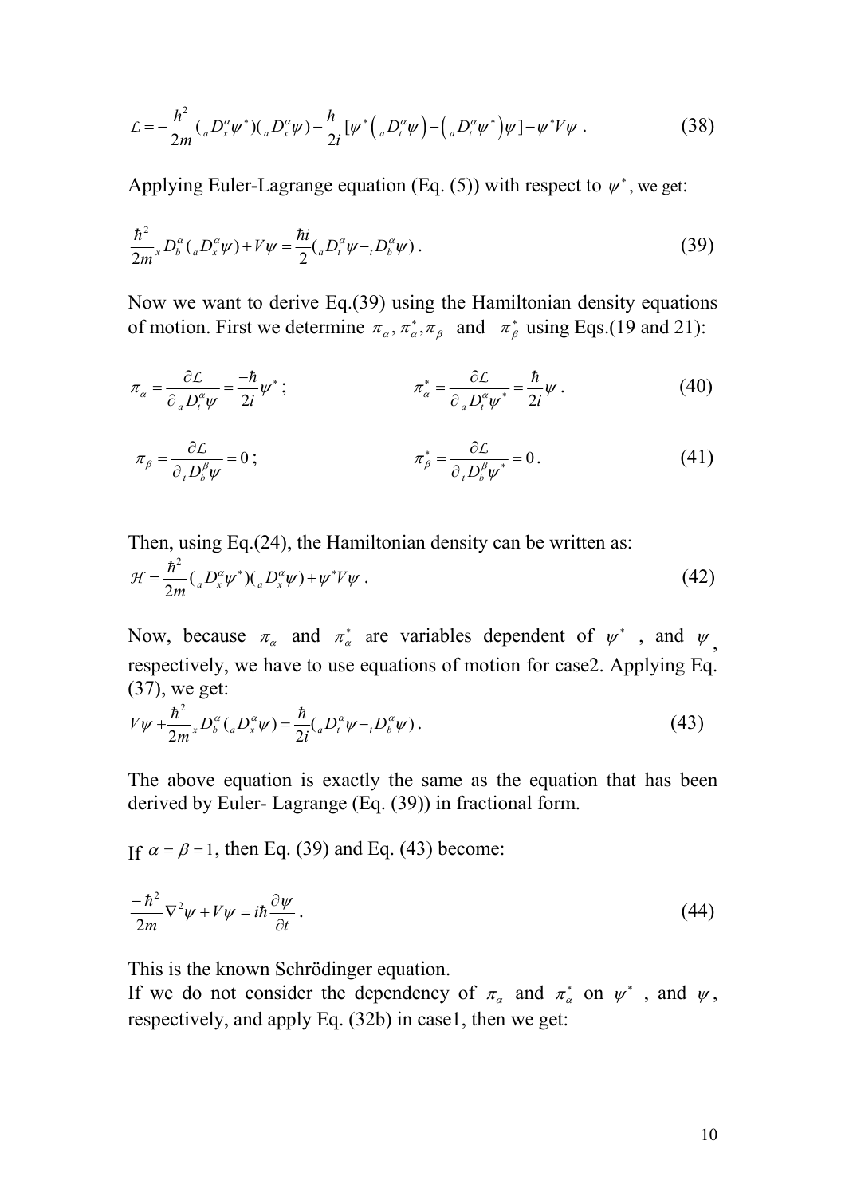$$\mathcal{L} = -\frac{\hbar^2}{2m}({}_aD_x^\alpha \psi^*)({}_aD_x^\alpha \psi) - \frac{\hbar}{2i}[\psi^*\left({}_aD_t^\alpha \psi\right) - \left({}_aD_t^\alpha \psi^*\right)\psi] - \psi^* V \psi \ . \tag{38}$$

Applying Euler-Lagrange equation (Eq. (5)) with respect to $\psi^*$, we get:

$$\frac{\hbar^2}{2m}{}_xD_b^\alpha({}_aD_x^\alpha \psi) + V\psi = \frac{\hbar i}{2}({}_aD_t^\alpha \psi - {}_tD_b^\alpha \psi) \ . \tag{39}$$

Now we want to derive Eq.(39) using the Hamiltonian density equations of motion. First we determine $\pi_\alpha, \pi_\alpha^*, \pi_\beta$ and $\pi_\beta^*$ using Eqs.(19 and 21):

$$\pi_\alpha = \frac{\partial \mathcal{L}}{\partial {}_aD_t^\alpha \psi} = \frac{-\hbar}{2i}\psi^* ; \qquad \pi_\alpha^* = \frac{\partial \mathcal{L}}{\partial {}_aD_t^\alpha \psi^*} = \frac{\hbar}{2i}\psi \ . \tag{40}$$

$$\pi_\beta = \frac{\partial \mathcal{L}}{\partial {}_tD_b^\beta \psi} = 0 ; \qquad \pi_\beta^* = \frac{\partial \mathcal{L}}{\partial {}_tD_b^\beta \psi^*} = 0 \ . \tag{41}$$

Then, using Eq.(24), the Hamiltonian density can be written as:

$$\mathcal{H} = \frac{\hbar^2}{2m}({}_aD_x^\alpha \psi^*)({}_aD_x^\alpha \psi) + \psi^* V \psi \ . \tag{42}$$

Now, because $\pi_\alpha$ and $\pi_\alpha^*$ are variables dependent of $\psi^*$, and $\psi$, respectively, we have to use equations of motion for case2. Applying Eq. (37), we get:

$$V\psi + \frac{\hbar^2}{2m}{}_xD_b^\alpha({}_aD_x^\alpha \psi) = \frac{\hbar}{2i}({}_aD_t^\alpha \psi - {}_tD_b^\alpha \psi) \ . \tag{43}$$

The above equation is exactly the same as the equation that has been derived by Euler- Lagrange (Eq. (39)) in fractional form.

If $\alpha = \beta = 1$, then Eq. (39) and Eq. (43) become:

$$\frac{-\hbar^2}{2m}\nabla^2 \psi + V\psi = i\hbar\frac{\partial \psi}{\partial t} \ . \tag{44}$$

This is the known Schrödinger equation.

If we do not consider the dependency of $\pi_\alpha$ and $\pi_\alpha^*$ on $\psi^*$, and $\psi$, respectively, and apply Eq. (32b) in case1, then we get: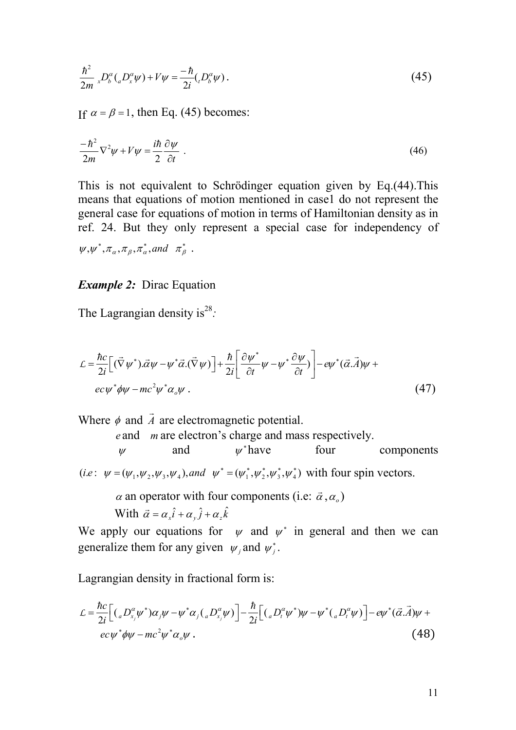$$\frac{\hbar^2}{2m}\,{}_{x}D_{b}^{\alpha}({}_{a}D_{x}^{\alpha}\psi)+V\psi=\frac{-\hbar}{2i}({}_{t}D_{b}^{\alpha}\psi)\,. \tag{45}$$

If $\alpha=\beta=1$, then Eq. (45) becomes:

$$\frac{-\hbar^2}{2m}\nabla^2\psi+V\psi=\frac{i\hbar}{2}\frac{\partial\psi}{\partial t}\ . \tag{46}$$

This is not equivalent to Schrödinger equation given by Eq.(44).This means that equations of motion mentioned in case1 do not represent the general case for equations of motion in terms of Hamiltonian density as in ref. 24. But they only represent a special case for independency of $\psi,\psi^*,\pi_\alpha,\pi_\beta,\pi_\alpha^*, and\ \ \pi_\beta^*$ .

***Example 2:*** Dirac Equation

The Lagrangian density is[28]:

$$\begin{aligned}\mathcal{L}=&\frac{\hbar c}{2i}\left[(\vec{\nabla}\psi^*).\vec{\alpha}\psi-\psi^*\vec{\alpha}.(\vec{\nabla}\psi)\right]+\frac{\hbar}{2i}\left[\frac{\partial\psi^*}{\partial t}\psi-\psi^*\frac{\partial\psi}{\partial t})\right]-e\psi^*(\vec{\alpha}.\vec{A})\psi+\\&ec\psi^*\phi\psi-mc^2\psi^*\alpha_o\psi\ .\end{aligned} \tag{47}$$

Where $\phi$ and $\vec{A}$ are electromagnetic potential.

$e$ and $m$ are electron's charge and mass respectively.

$\psi$ and $\psi^*$ have four components $(i.e:\ \psi=(\psi_1,\psi_2,\psi_3,\psi_4), and\ \ \psi^*=(\psi_1^*,\psi_2^*,\psi_3^*,\psi_4^*)$ with four spin vectors.

$\alpha$ an operator with four components (i.e: $\vec{\alpha}\,,\alpha_o$)

With $\vec{\alpha}=\alpha_x\hat{i}+\alpha_y\hat{j}+\alpha_z\hat{k}$

We apply our equations for $\psi$ and $\psi^*$ in general and then we can generalize them for any given $\psi_j$ and $\psi_j^*$.

Lagrangian density in fractional form is:

$$\begin{aligned}\mathcal{L}=&\frac{\hbar c}{2i}\left[({}_{a}D_{x_j}^{\alpha}\psi^*)\alpha_j\psi-\psi^*\alpha_j({}_{a}D_{x_j}^{\alpha}\psi)\right]-\frac{\hbar}{2i}\left[({}_{a}D_{t}^{\alpha}\psi^*)\psi-\psi^*({}_{a}D_{t}^{\alpha}\psi)\right]-e\psi^*(\vec{\alpha}.\vec{A})\psi+\\&ec\psi^*\phi\psi-mc^2\psi^*\alpha_o\psi\,.\end{aligned} \tag{48}$$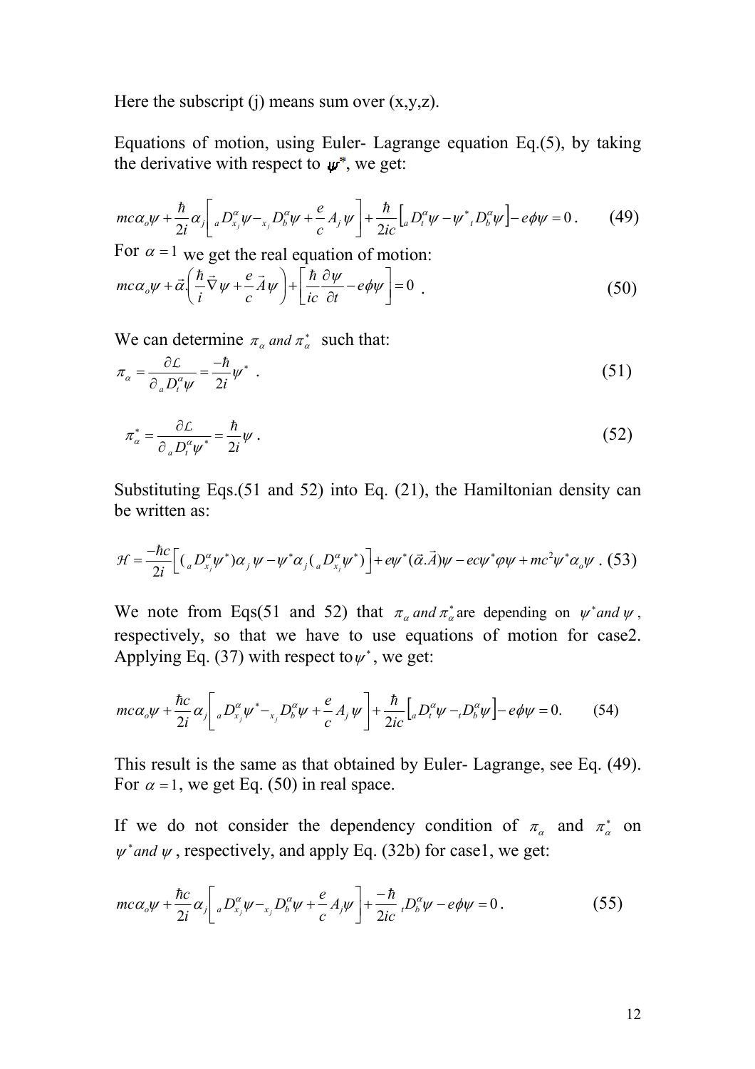Here the subscript (j) means sum over (x,y,z).

Equations of motion, using Euler- Lagrange equation Eq.(5), by taking the derivative with respect to $\psi^*$, we get:

$$mc\alpha_o\psi + \frac{\hbar}{2i}\alpha_j\left[ {}_aD_{x_j}^{\alpha}\psi - {}_{x_j}D_b^{\alpha}\psi + \frac{e}{c}A_j\psi \right] + \frac{\hbar}{2ic}\left[ {}_aD_t^{\alpha}\psi - \psi^*{}_tD_b^{\alpha}\psi \right] - e\phi\psi = 0 . \quad (49)$$

For $\alpha = 1$ we get the real equation of motion:

$$mc\alpha_o\psi + \vec{\alpha}.\left( \frac{\hbar}{i}\vec{\nabla}\psi + \frac{e}{c}\vec{A}\psi \right) + \left[ \frac{\hbar}{ic}\frac{\partial\psi}{\partial t} - e\phi\psi \right] = 0 \ . \quad (50)$$

We can determine $\pi_\alpha \ and \ \pi_\alpha^*$ such that:

$$\pi_\alpha = \frac{\partial \mathcal{L}}{\partial \, {}_aD_t^{\alpha}\psi} = \frac{-\hbar}{2i}\psi^* \ . \quad (51)$$

$$\pi_\alpha^* = \frac{\partial \mathcal{L}}{\partial \, {}_aD_t^{\alpha}\psi^*} = \frac{\hbar}{2i}\psi \ . \quad (52)$$

Substituting Eqs.(51 and 52) into Eq. (21), the Hamiltonian density can be written as:

$$\mathcal{H} = \frac{-\hbar c}{2i}\left[ ({}_aD_{x_j}^{\alpha}\psi^*)\alpha_j\psi - \psi^*\alpha_j({}_aD_{x_j}^{\alpha}\psi^*) \right] + e\psi^*(\vec{\alpha}.\vec{A})\psi - ec\psi^*\varphi\psi + mc^2\psi^*\alpha_o\psi \ . \quad (53)$$

We note from Eqs(51 and 52) that $\pi_\alpha \ and \ \pi_\alpha^*$ are depending on $\psi^* and \ \psi$, respectively, so that we have to use equations of motion for case2. Applying Eq. (37) with respect to $\psi^*$, we get:

$$mc\alpha_o\psi + \frac{\hbar c}{2i}\alpha_j\left[ {}_aD_{x_j}^{\alpha}\psi^* - {}_{x_j}D_b^{\alpha}\psi + \frac{e}{c}A_j\psi \right] + \frac{\hbar}{2ic}\left[ {}_aD_t^{\alpha}\psi - {}_tD_b^{\alpha}\psi \right] - e\phi\psi = 0. \quad (54)$$

This result is the same as that obtained by Euler- Lagrange, see Eq. (49). For $\alpha = 1$, we get Eq. (50) in real space.

If we do not consider the dependency condition of $\pi_\alpha$ and $\pi_\alpha^*$ on $\psi^* and \ \psi$, respectively, and apply Eq. (32b) for case1, we get:

$$mc\alpha_o\psi + \frac{\hbar c}{2i}\alpha_j\left[ {}_aD_{x_j}^{\alpha}\psi - {}_{x_j}D_b^{\alpha}\psi + \frac{e}{c}A_j\psi \right] + \frac{-\hbar}{2ic}{}_tD_b^{\alpha}\psi - e\phi\psi = 0 . \quad (55)$$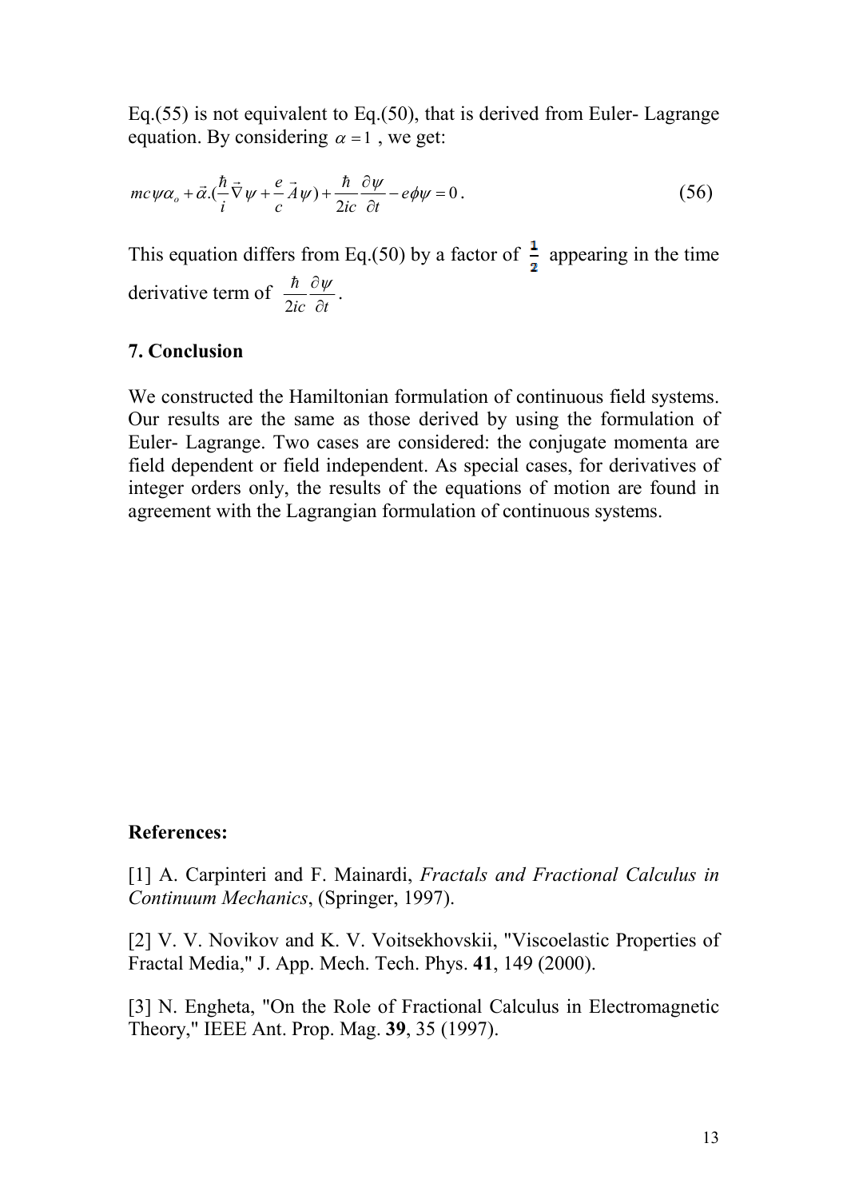Eq.(55) is not equivalent to Eq.(50), that is derived from Euler- Lagrange equation. By considering $\alpha = 1$ , we get:

$$mc\psi\alpha_o + \vec{\alpha}.(\frac{\hbar}{i}\vec{\nabla}\psi + \frac{e}{c}\vec{A}\psi) + \frac{\hbar}{2ic}\frac{\partial\psi}{\partial t} - e\phi\psi = 0 \,. \tag{56}$$

This equation differs from Eq.(50) by a factor of $\frac{1}{2}$ appearing in the time derivative term of $\frac{\hbar}{2ic}\frac{\partial\psi}{\partial t}$.

## 7. Conclusion

We constructed the Hamiltonian formulation of continuous field systems. Our results are the same as those derived by using the formulation of Euler- Lagrange. Two cases are considered: the conjugate momenta are field dependent or field independent. As special cases, for derivatives of integer orders only, the results of the equations of motion are found in agreement with the Lagrangian formulation of continuous systems.

## References:

[1] A. Carpinteri and F. Mainardi, *Fractals and Fractional Calculus in Continuum Mechanics*, (Springer, 1997).

[2] V. V. Novikov and K. V. Voitsekhovskii, "Viscoelastic Properties of Fractal Media," J. App. Mech. Tech. Phys. **41**, 149 (2000).

[3] N. Engheta, "On the Role of Fractional Calculus in Electromagnetic Theory," IEEE Ant. Prop. Mag. **39**, 35 (1997).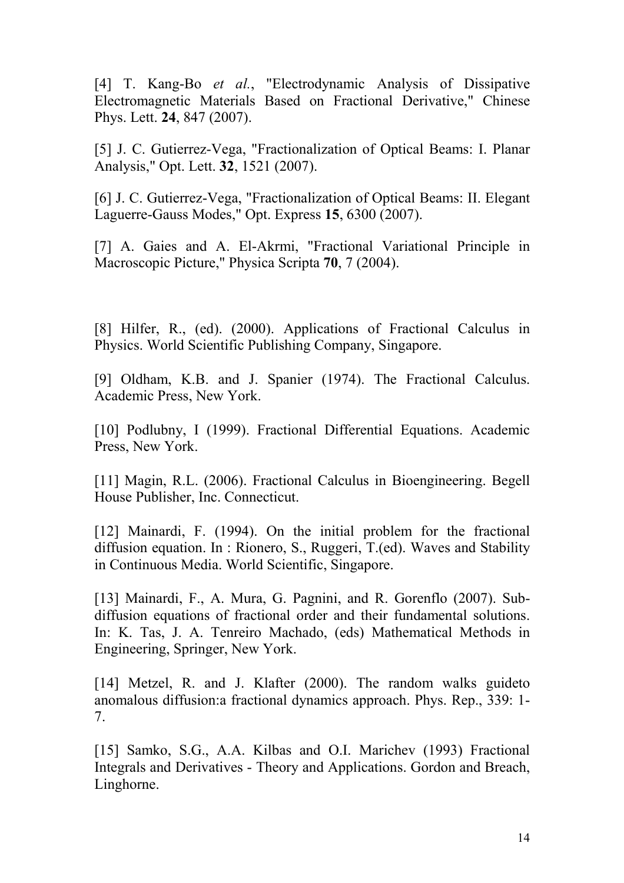[4] T. Kang-Bo *et al.*, "Electrodynamic Analysis of Dissipative Electromagnetic Materials Based on Fractional Derivative," Chinese Phys. Lett. **24**, 847 (2007).

[5] J. C. Gutierrez-Vega, "Fractionalization of Optical Beams: I. Planar Analysis," Opt. Lett. **32**, 1521 (2007).

[6] J. C. Gutierrez-Vega, "Fractionalization of Optical Beams: II. Elegant Laguerre-Gauss Modes," Opt. Express **15**, 6300 (2007).

[7] A. Gaies and A. El-Akrmi, "Fractional Variational Principle in Macroscopic Picture," Physica Scripta **70**, 7 (2004).

[8] Hilfer, R., (ed). (2000). Applications of Fractional Calculus in Physics. World Scientific Publishing Company, Singapore.

[9] Oldham, K.B. and J. Spanier (1974). The Fractional Calculus. Academic Press, New York.

[10] Podlubny, I (1999). Fractional Differential Equations. Academic Press, New York.

[11] Magin, R.L. (2006). Fractional Calculus in Bioengineering. Begell House Publisher, Inc. Connecticut.

[12] Mainardi, F. (1994). On the initial problem for the fractional diffusion equation. In : Rionero, S., Ruggeri, T.(ed). Waves and Stability in Continuous Media. World Scientific, Singapore.

[13] Mainardi, F., A. Mura, G. Pagnini, and R. Gorenflo (2007). Sub-diffusion equations of fractional order and their fundamental solutions. In: K. Tas, J. A. Tenreiro Machado, (eds) Mathematical Methods in Engineering, Springer, New York.

[14] Metzel, R. and J. Klafter (2000). The random walks guideto anomalous diffusion:a fractional dynamics approach. Phys. Rep., 339: 1-7.

[15] Samko, S.G., A.A. Kilbas and O.I. Marichev (1993) Fractional Integrals and Derivatives - Theory and Applications. Gordon and Breach, Linghorne.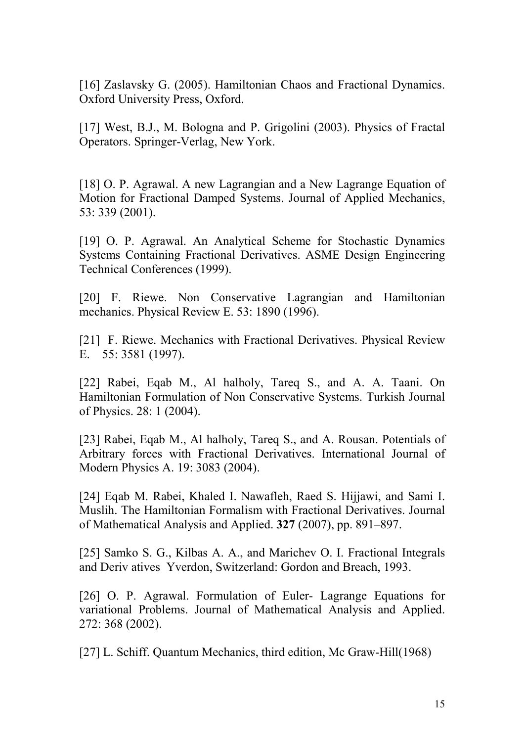[16] Zaslavsky G. (2005). Hamiltonian Chaos and Fractional Dynamics. Oxford University Press, Oxford.

[17] West, B.J., M. Bologna and P. Grigolini (2003). Physics of Fractal Operators. Springer-Verlag, New York.

[18] O. P. Agrawal. A new Lagrangian and a New Lagrange Equation of Motion for Fractional Damped Systems. Journal of Applied Mechanics, 53: 339 (2001).

[19] O. P. Agrawal. An Analytical Scheme for Stochastic Dynamics Systems Containing Fractional Derivatives. ASME Design Engineering Technical Conferences (1999).

[20] F. Riewe. Non Conservative Lagrangian and Hamiltonian mechanics. Physical Review E. 53: 1890 (1996).

[21] F. Riewe. Mechanics with Fractional Derivatives. Physical Review E. 55: 3581 (1997).

[22] Rabei, Eqab M., Al halholy, Tareq S., and A. A. Taani. On Hamiltonian Formulation of Non Conservative Systems. Turkish Journal of Physics. 28: 1 (2004).

[23] Rabei, Eqab M., Al halholy, Tareq S., and A. Rousan. Potentials of Arbitrary forces with Fractional Derivatives. International Journal of Modern Physics A. 19: 3083 (2004).

[24] Eqab M. Rabei, Khaled I. Nawafleh, Raed S. Hijjawi, and Sami I. Muslih. The Hamiltonian Formalism with Fractional Derivatives. Journal of Mathematical Analysis and Applied. **327** (2007), pp. 891–897.

[25] Samko S. G., Kilbas A. A., and Marichev O. I. Fractional Integrals and Deriv atives Yverdon, Switzerland: Gordon and Breach, 1993.

[26] O. P. Agrawal. Formulation of Euler- Lagrange Equations for variational Problems. Journal of Mathematical Analysis and Applied. 272: 368 (2002).

[27] L. Schiff. Quantum Mechanics, third edition, Mc Graw-Hill(1968)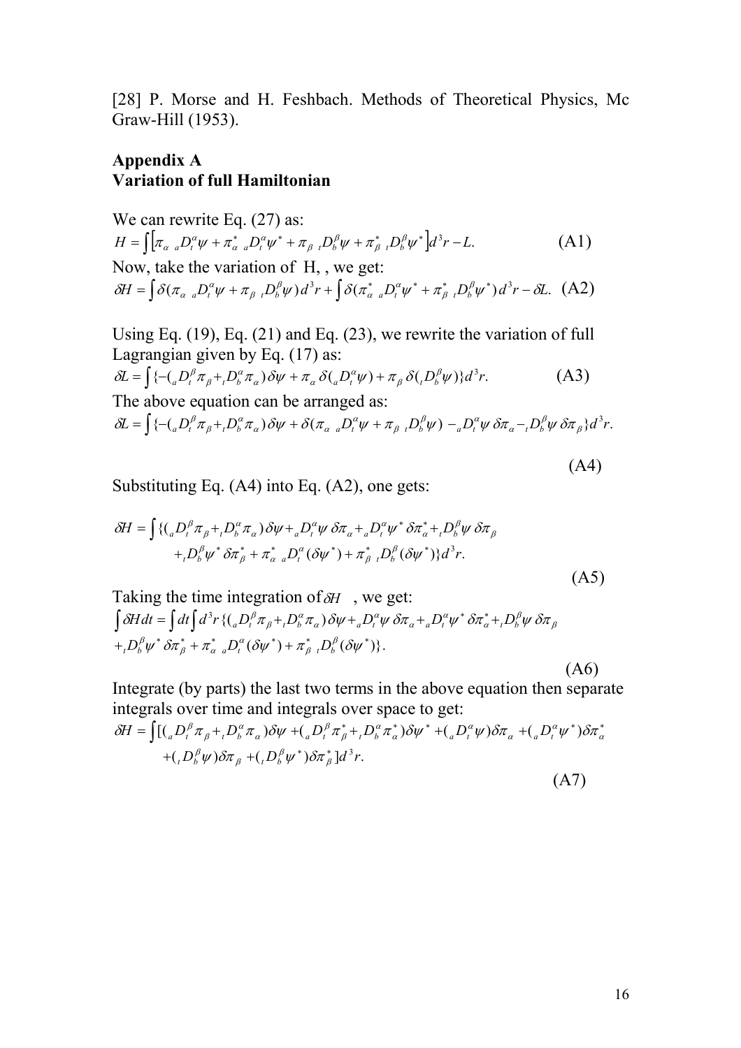[28] P. Morse and H. Feshbach. Methods of Theoretical Physics, Mc Graw-Hill (1953).

## Appendix A
## Variation of full Hamiltonian

We can rewrite Eq. (27) as:

$$H = \int \left[ \pi_\alpha \, {}_a D_t^\alpha \psi + \pi_\alpha^* \, {}_a D_t^\alpha \psi^* + \pi_\beta \, {}_t D_b^\beta \psi + \pi_\beta^* \, {}_t D_b^\beta \psi^* \right] d^3 r - L. \qquad \text{(A1)}$$

Now, take the variation of H, , we get:

$$\delta H = \int \delta(\pi_\alpha \, {}_a D_t^\alpha \psi + \pi_\beta \, {}_t D_b^\beta \psi) \, d^3 r + \int \delta(\pi_\alpha^* \, {}_a D_t^\alpha \psi^* + \pi_\beta^* \, {}_t D_b^\beta \psi^*) \, d^3 r - \delta L. \quad \text{(A2)}$$

Using Eq. (19), Eq. (21) and Eq. (23), we rewrite the variation of full Lagrangian given by Eq. (17) as:

$$\delta L = \int \{ -({}_a D_t^\beta \pi_\beta + {}_t D_b^\alpha \pi_\alpha) \delta\psi + \pi_\alpha \, \delta({}_a D_t^\alpha \psi) + \pi_\beta \, \delta({}_t D_b^\beta \psi) \} d^3 r. \qquad \text{(A3)}$$

The above equation can be arranged as:

$$\delta L = \int \{ -({}_a D_t^\beta \pi_\beta + {}_t D_b^\alpha \pi_\alpha) \delta\psi + \delta(\pi_\alpha \, {}_a D_t^\alpha \psi + \pi_\beta \, {}_t D_b^\beta \psi) - {}_a D_t^\alpha \psi \, \delta\pi_\alpha - {}_t D_b^\beta \psi \, \delta\pi_\beta \} d^3 r.$$

(A4)

Substituting Eq. (A4) into Eq. (A2), one gets:

$$\delta H = \int \{ ({}_a D_t^\beta \pi_\beta + {}_t D_b^\alpha \pi_\alpha) \delta\psi + {}_a D_t^\alpha \psi \, \delta\pi_\alpha + {}_a D_t^\alpha \psi^* \, \delta\pi_\alpha^* + {}_t D_b^\beta \psi \, \delta\pi_\beta$$
$$+ {}_t D_b^\beta \psi^* \, \delta\pi_\beta^* + \pi_\alpha^* \, {}_a D_t^\alpha (\delta\psi^*) + \pi_\beta^* \, {}_t D_b^\beta (\delta\psi^*) \} d^3 r.$$

(A5)

Taking the time integration of $\delta H$ , we get:

$$\int \delta H dt = \int dt \int d^3 r \{ ({}_a D_t^\beta \pi_\beta + {}_t D_b^\alpha \pi_\alpha) \delta\psi + {}_a D_t^\alpha \psi \, \delta\pi_\alpha + {}_a D_t^\alpha \psi^* \, \delta\pi_\alpha^* + {}_t D_b^\beta \psi \, \delta\pi_\beta$$
$$+ {}_t D_b^\beta \psi^* \, \delta\pi_\beta^* + \pi_\alpha^* \, {}_a D_t^\alpha (\delta\psi^*) + \pi_\beta^* \, {}_t D_b^\beta (\delta\psi^*) \}.$$

(A6)

Integrate (by parts) the last two terms in the above equation then separate integrals over time and integrals over space to get:

$$\delta H = \int [ ({}_a D_t^\beta \pi_\beta + {}_t D_b^\alpha \pi_\alpha) \delta\psi + ({}_a D_t^\beta \pi_\beta^* + {}_t D_b^\alpha \pi_\alpha^*) \delta\psi^* + ({}_a D_t^\alpha \psi) \delta\pi_\alpha + ({}_a D_t^\alpha \psi^*) \delta\pi_\alpha^*$$
$$+ ({}_t D_b^\beta \psi) \delta\pi_\beta + ({}_t D_b^\beta \psi^*) \delta\pi_\beta^* ] d^3 r.$$

(A7)